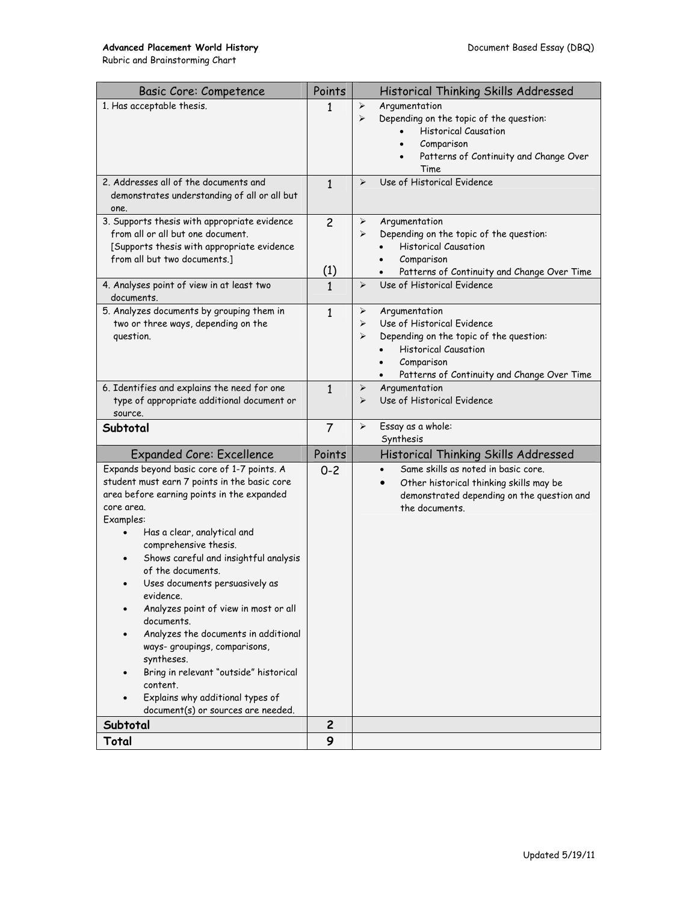**Advanced Placement World History** Document Based Essay (DBQ)

Rubric and Brainstorming Chart

| Basic Core: Competence | Points | Historical Thinking Skills Addressed |
|---|---|---|
| 1. Has acceptable thesis. | 1 | ➢ Argumentation<br>➢ Depending on the topic of the question:<br>• Historical Causation<br>• Comparison<br>• Patterns of Continuity and Change Over Time |
| 2. Addresses all of the documents and demonstrates understanding of all or all but one. | 1 | ➢ Use of Historical Evidence |
| 3. Supports thesis with appropriate evidence from all or all but one document. [Supports thesis with appropriate evidence from all but two documents.] | 2<br><br>(1) | ➢ Argumentation<br>➢ Depending on the topic of the question:<br>• Historical Causation<br>• Comparison<br>• Patterns of Continuity and Change Over Time |
| 4. Analyses point of view in at least two documents. | 1 | ➢ Use of Historical Evidence |
| 5. Analyzes documents by grouping them in two or three ways, depending on the question. | 1 | ➢ Argumentation<br>➢ Use of Historical Evidence<br>➢ Depending on the topic of the question:<br>• Historical Causation<br>• Comparison<br>• Patterns of Continuity and Change Over Time |
| 6. Identifies and explains the need for one type of appropriate additional document or source. | 1 | ➢ Argumentation<br>➢ Use of Historical Evidence |
| **Subtotal** | 7 | ➢ Essay as a whole: Synthesis |
| **Expanded Core: Excellence** | **Points** | **Historical Thinking Skills Addressed** |
| Expands beyond basic core of 1-7 points. A student must earn 7 points in the basic core area before earning points in the expanded core area.<br>Examples:<br>• Has a clear, analytical and comprehensive thesis.<br>• Shows careful and insightful analysis of the documents.<br>• Uses documents persuasively as evidence.<br>• Analyzes point of view in most or all documents.<br>• Analyzes the documents in additional ways- groupings, comparisons, syntheses.<br>• Bring in relevant "outside" historical content.<br>• Explains why additional types of document(s) or sources are needed. | 0-2 | • Same skills as noted in basic core.<br>• Other historical thinking skills may be demonstrated depending on the question and the documents. |
| **Subtotal** | 2 | |
| **Total** | 9 | |

Updated 5/19/11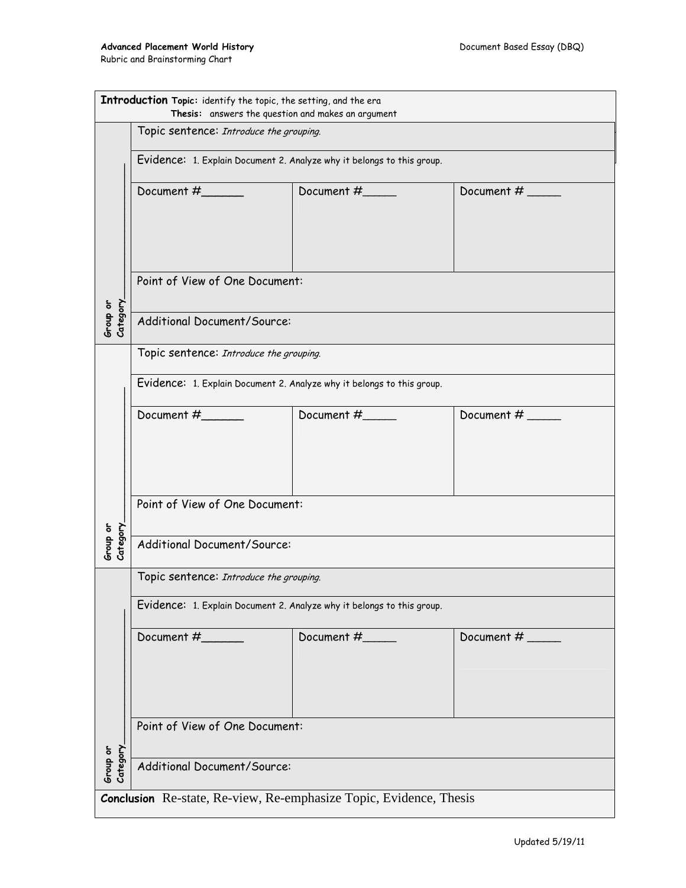**Advanced Placement World History**
Rubric and Brainstorming Chart

Document Based Essay (DBQ)

| | | | |
|---|---|---|---|
| **Introduction** **Topic:** identify the topic, the setting, and the era<br>**Thesis:** answers the question and makes an argument | | | |
| Group or Category\_\_\_\_\_\_ | Topic sentence: *Introduce the grouping.* | | |
| | Evidence: 1. Explain Document 2. Analyze why it belongs to this group. | | |
| | Document #\_\_\_\_\_\_ | Document #\_\_\_\_\_ | Document # \_\_\_\_\_ |
| | Point of View of One Document: | | |
| | Additional Document/Source: | | |
| Group or Category\_\_\_\_\_\_ | Topic sentence: *Introduce the grouping.* | | |
| | Evidence: 1. Explain Document 2. Analyze why it belongs to this group. | | |
| | Document #\_\_\_\_\_\_ | Document #\_\_\_\_\_ | Document # \_\_\_\_\_ |
| | Point of View of One Document: | | |
| | Additional Document/Source: | | |
| Group or Category\_\_\_\_\_\_ | Topic sentence: *Introduce the grouping.* | | |
| | Evidence: 1. Explain Document 2. Analyze why it belongs to this group. | | |
| | Document #\_\_\_\_\_\_ | Document #\_\_\_\_\_ | Document # \_\_\_\_\_ |
| | Point of View of One Document: | | |
| | Additional Document/Source: | | |
| **Conclusion** Re-state, Re-view, Re-emphasize Topic, Evidence, Thesis | | | |

Updated 5/19/11